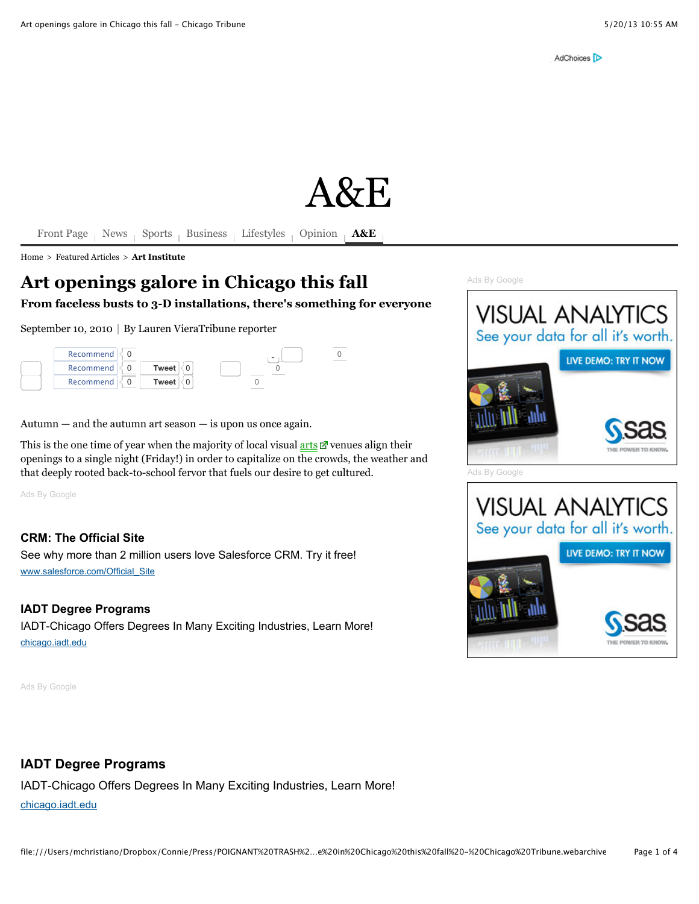AdChoices

# A&E

Front Page | News | Sports | Business | Lifestyles | Opinion | **A&E**

Home > Featured Articles > **Art Institute**

# Art openings galore in Chicago this fall

## From faceless busts to 3-D installations, there's something for everyone

September 10, 2010 | By Lauren VieraTribune reporter

Recommend 0 | Recommend 0 | Tweet 0 | Recommend 0 | Tweet 0

Autumn — and the autumn art season — is upon us once again.

This is the one time of year when the majority of local visual arts venues align their openings to a single night (Friday!) in order to capitalize on the crowds, the weather and that deeply rooted back-to-school fervor that fuels our desire to get cultured.

Ads By Google

**CRM: The Official Site**

See why more than 2 million users love Salesforce CRM. Try it free!

www.salesforce.com/Official_Site

**IADT Degree Programs**

IADT-Chicago Offers Degrees In Many Exciting Industries, Learn More!

chicago.iadt.edu

Ads By Google

**IADT Degree Programs**

IADT-Chicago Offers Degrees In Many Exciting Industries, Learn More!

chicago.iadt.edu

Ads By Google

VISUAL ANALYTICS
See your data for all it's worth.
LIVE DEMO: TRY IT NOW
sas THE POWER TO KNOW.

Ads By Google

VISUAL ANALYTICS
See your data for all it's worth.
LIVE DEMO: TRY IT NOW
sas THE POWER TO KNOW.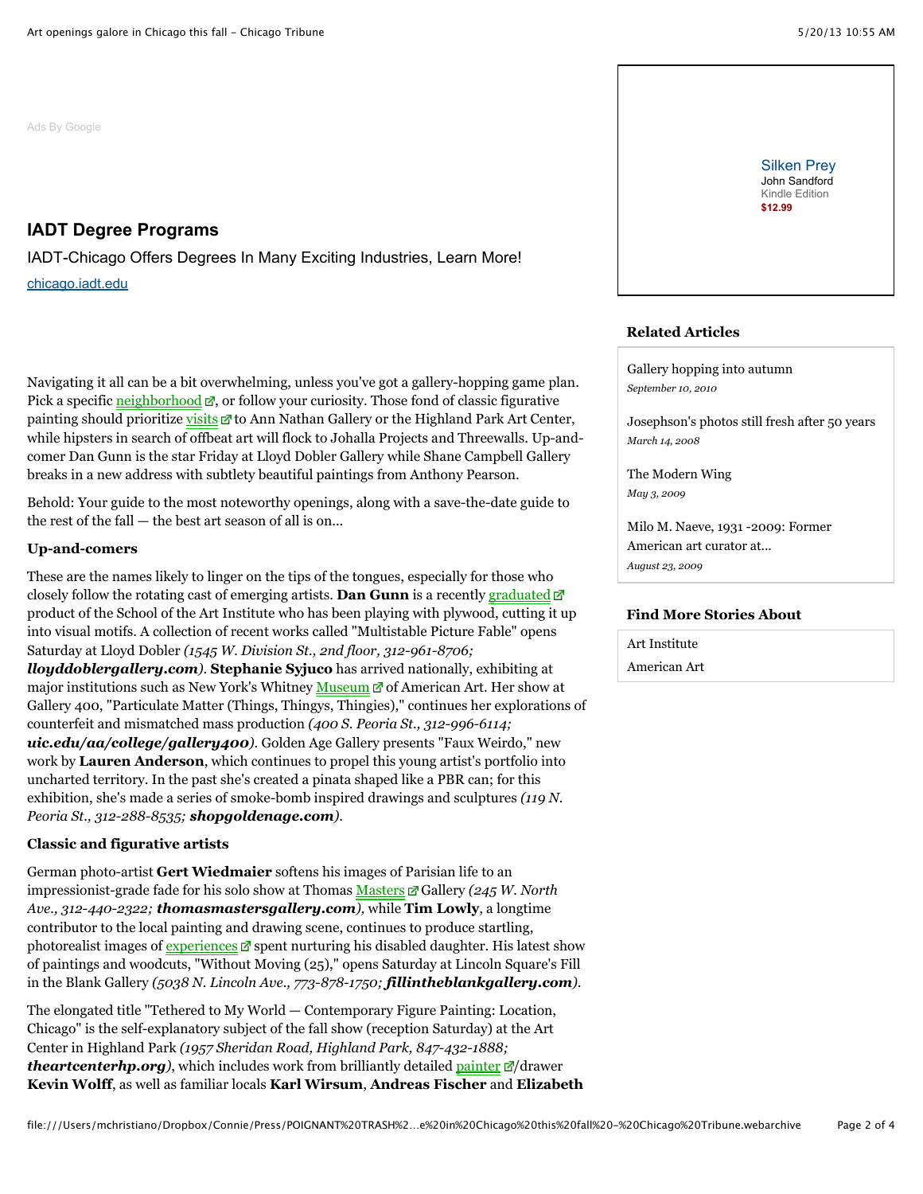Ads By Google

**IADT Degree Programs**

IADT-Chicago Offers Degrees In Many Exciting Industries, Learn More!

chicago.iadt.edu

Navigating it all can be a bit overwhelming, unless you've got a gallery-hopping game plan. Pick a specific neighborhood, or follow your curiosity. Those fond of classic figurative painting should prioritize visits to Ann Nathan Gallery or the Highland Park Art Center, while hipsters in search of offbeat art will flock to Johalla Projects and Threewalls. Up-and-comer Dan Gunn is the star Friday at Lloyd Dobler Gallery while Shane Campbell Gallery breaks in a new address with subtlety beautiful paintings from Anthony Pearson.

Behold: Your guide to the most noteworthy openings, along with a save-the-date guide to the rest of the fall — the best art season of all is on...

**Up-and-comers**

These are the names likely to linger on the tips of the tongues, especially for those who closely follow the rotating cast of emerging artists. **Dan Gunn** is a recently graduated product of the School of the Art Institute who has been playing with plywood, cutting it up into visual motifs. A collection of recent works called "Multistable Picture Fable" opens Saturday at Lloyd Dobler *(1545 W. Division St., 2nd floor, 312-961-8706;* ***lloyddoblergallery.com****)*. **Stephanie Syjuco** has arrived nationally, exhibiting at major institutions such as New York's Whitney Museum of American Art. Her show at Gallery 400, "Particulate Matter (Things, Thingys, Thingies)," continues her explorations of counterfeit and mismatched mass production *(400 S. Peoria St., 312-996-6114;* ***uic.edu/aa/college/gallery400****)*. Golden Age Gallery presents "Faux Weirdo," new work by **Lauren Anderson**, which continues to propel this young artist's portfolio into uncharted territory. In the past she's created a pinata shaped like a PBR can; for this exhibition, she's made a series of smoke-bomb inspired drawings and sculptures *(119 N. Peoria St., 312-288-8535;* ***shopgoldenage.com****)*.

**Classic and figurative artists**

German photo-artist **Gert Wiedmaier** softens his images of Parisian life to an impressionist-grade fade for his solo show at Thomas Masters Gallery *(245 W. North Ave., 312-440-2322;* ***thomasmastersgallery.com****)*, while **Tim Lowly**, a longtime contributor to the local painting and drawing scene, continues to produce startling, photorealist images of experiences spent nurturing his disabled daughter. His latest show of paintings and woodcuts, "Without Moving (25)," opens Saturday at Lincoln Square's Fill in the Blank Gallery *(5038 N. Lincoln Ave., 773-878-1750;* ***fillintheblankgallery.com****)*.

The elongated title "Tethered to My World — Contemporary Figure Painting: Location, Chicago" is the self-explanatory subject of the fall show (reception Saturday) at the Art Center in Highland Park *(1957 Sheridan Road, Highland Park, 847-432-1888;* ***theartcenterhp.org****)*, which includes work from brilliantly detailed painter/drawer **Kevin Wolff**, as well as familiar locals **Karl Wirsum**, **Andreas Fischer** and **Elizabeth**

Silken Prey
John Sandford
Kindle Edition
$12.99

**Related Articles**

Gallery hopping into autumn
*September 10, 2010*

Josephson's photos still fresh after 50 years
*March 14, 2008*

The Modern Wing
*May 3, 2009*

Milo M. Naeve, 1931 -2009: Former American art curator at...
*August 23, 2009*

**Find More Stories About**

Art Institute

American Art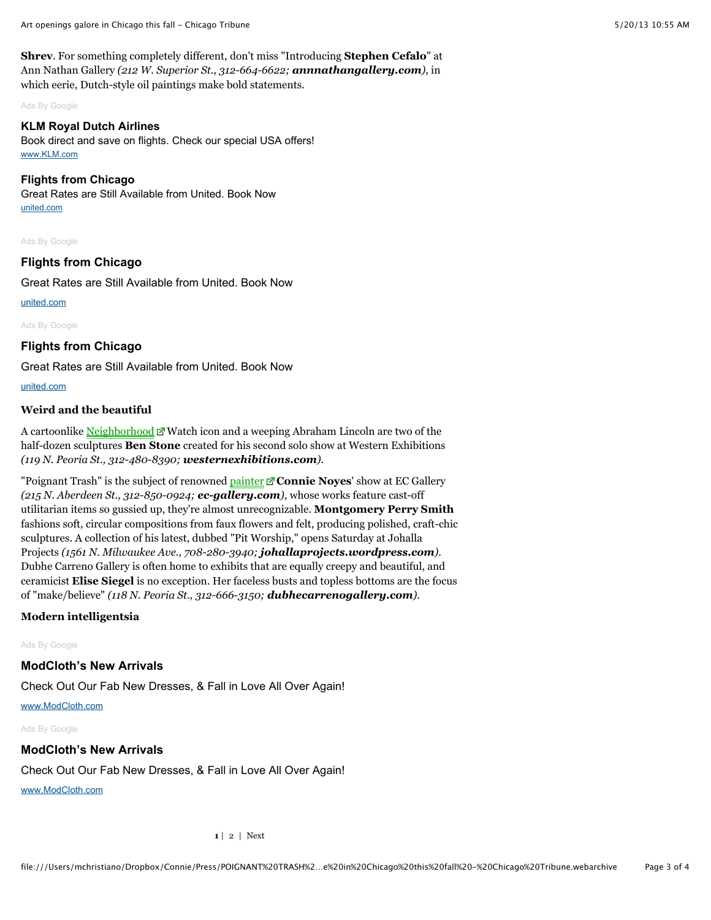**Shrev**. For something completely different, don't miss "Introducing **Stephen Cefalo**" at Ann Nathan Gallery *(212 W. Superior St., 312-664-6622;* ***annnathangallery.com****)*, in which eerie, Dutch-style oil paintings make bold statements.

Ads By Google

**KLM Royal Dutch Airlines**
Book direct and save on flights. Check our special USA offers!
www.KLM.com

**Flights from Chicago**
Great Rates are Still Available from United. Book Now
united.com

Ads By Google

**Flights from Chicago**

Great Rates are Still Available from United. Book Now

united.com

Ads By Google

**Flights from Chicago**

Great Rates are Still Available from United. Book Now

united.com

### Weird and the beautiful

A cartoonlike Neighborhood Watch icon and a weeping Abraham Lincoln are two of the half-dozen sculptures **Ben Stone** created for his second solo show at Western Exhibitions *(119 N. Peoria St., 312-480-8390;* ***westernexhibitions.com****)*.

"Poignant Trash" is the subject of renowned painter **Connie Noyes**' show at EC Gallery *(215 N. Aberdeen St., 312-850-0924;* ***ec-gallery.com****)*, whose works feature cast-off utilitarian items so gussied up, they're almost unrecognizable. **Montgomery Perry Smith** fashions soft, circular compositions from faux flowers and felt, producing polished, craft-chic sculptures. A collection of his latest, dubbed "Pit Worship," opens Saturday at Johalla Projects *(1561 N. Milwaukee Ave., 708-280-3940;* ***johallaprojects.wordpress.com****)*. Dubhe Carreno Gallery is often home to exhibits that are equally creepy and beautiful, and ceramicist **Elise Siegel** is no exception. Her faceless busts and topless bottoms are the focus of "make/believe" *(118 N. Peoria St., 312-666-3150;* ***dubhecarrenogallery.com****)*.

### Modern intelligentsia

Ads By Google

**ModCloth's New Arrivals**

Check Out Our Fab New Dresses, & Fall in Love All Over Again!

www.ModCloth.com

Ads By Google

**ModCloth's New Arrivals**

Check Out Our Fab New Dresses, & Fall in Love All Over Again!

www.ModCloth.com

**1** | 2 | Next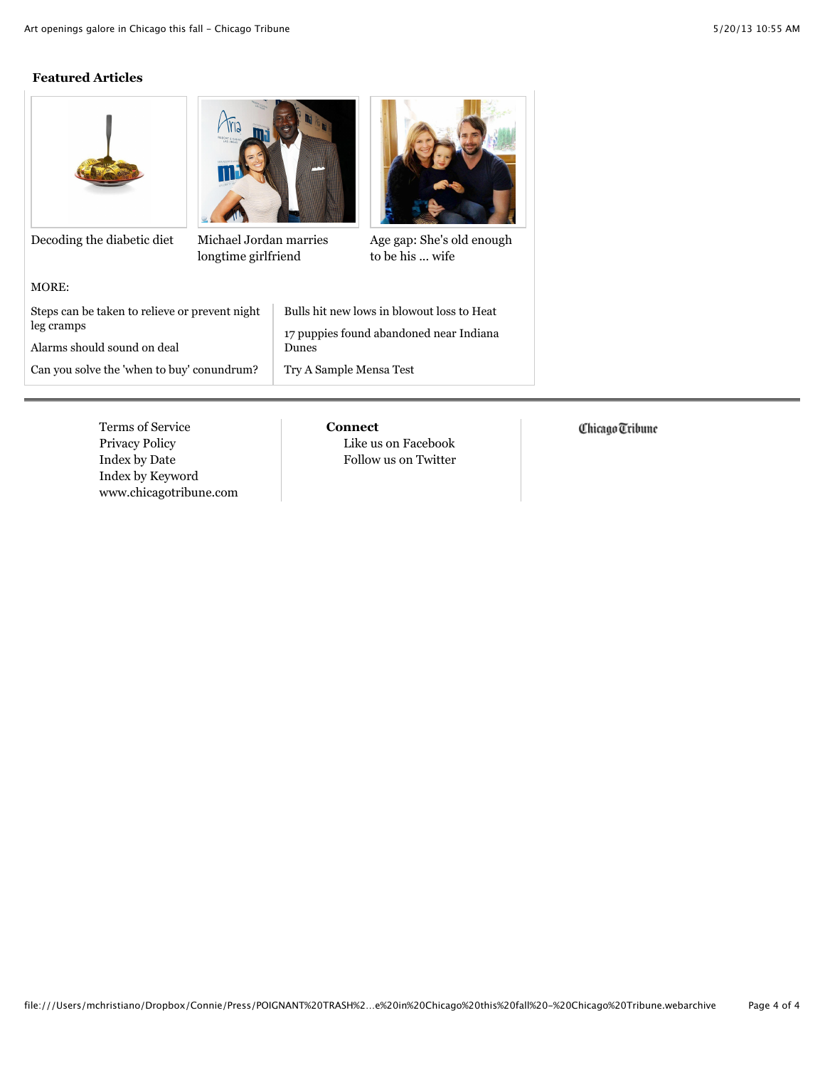### Featured Articles

Decoding the diabetic diet

Michael Jordan marries longtime girlfriend

Age gap: She's old enough to be his ... wife

MORE:

Steps can be taken to relieve or prevent night leg cramps

Alarms should sound on deal

Can you solve the 'when to buy' conundrum?

Bulls hit new lows in blowout loss to Heat

17 puppies found abandoned near Indiana Dunes

Try A Sample Mensa Test

---

Terms of Service
Privacy Policy
Index by Date
Index by Keyword
www.chicagotribune.com

**Connect**

Like us on Facebook
Follow us on Twitter

Chicago Tribune